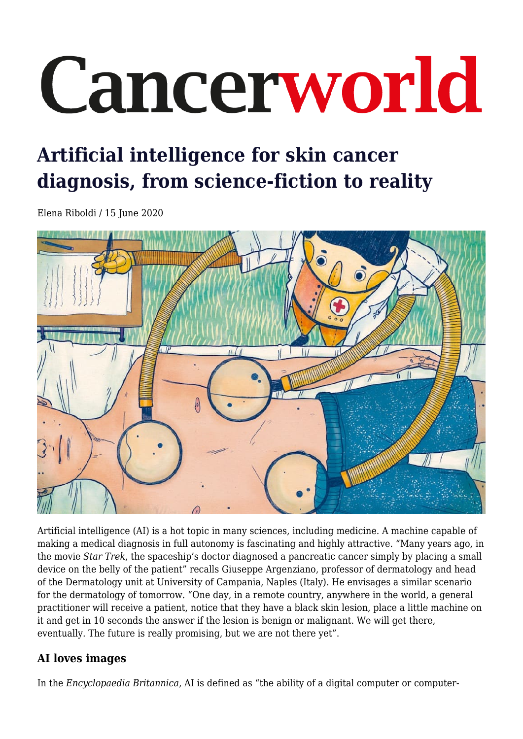# Cancerworld

## Artificial intelligence for skin cancer diagnosis, from science-fiction to reality

Elena Riboldi / 15 June 2020

Artificial intelligence (AI) is a hot topic in many sciences, including medicine. A machine capable of making a medical diagnosis in full autonomy is fascinating and highly attractive. "Many years ago, in the movie *Star Trek*, the spaceship's doctor diagnosed a pancreatic cancer simply by placing a small device on the belly of the patient" recalls Giuseppe Argenziano, professor of dermatology and head of the Dermatology unit at University of Campania, Naples (Italy). He envisages a similar scenario for the dermatology of tomorrow. "One day, in a remote country, anywhere in the world, a general practitioner will receive a patient, notice that they have a black skin lesion, place a little machine on it and get in 10 seconds the answer if the lesion is benign or malignant. We will get there, eventually. The future is really promising, but we are not there yet".

### AI loves images

In the *Encyclopaedia Britannica*, AI is defined as "the ability of a digital computer or computer-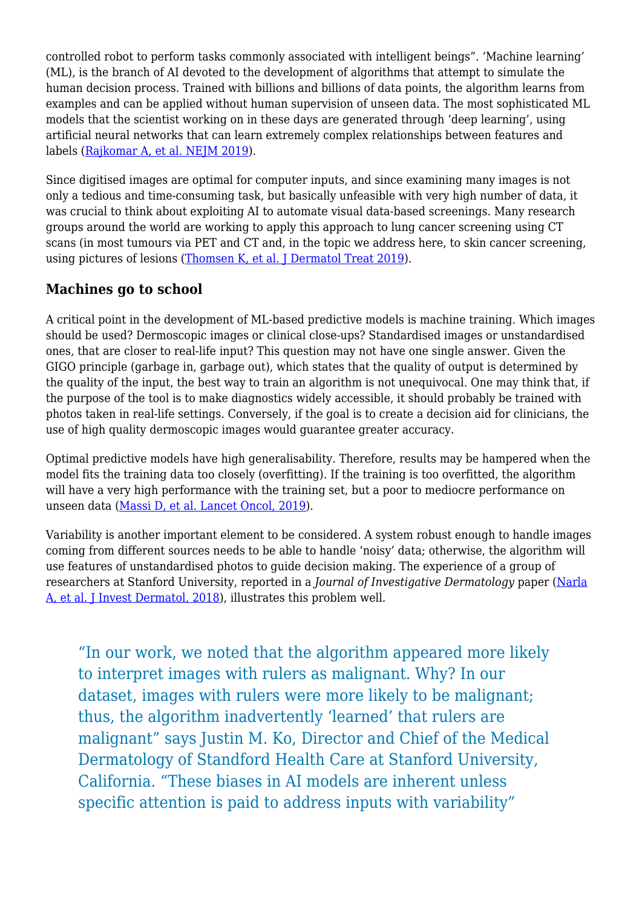controlled robot to perform tasks commonly associated with intelligent beings". 'Machine learning' (ML), is the branch of AI devoted to the development of algorithms that attempt to simulate the human decision process. Trained with billions and billions of data points, the algorithm learns from examples and can be applied without human supervision of unseen data. The most sophisticated ML models that the scientist working on in these days are generated through 'deep learning', using artificial neural networks that can learn extremely complex relationships between features and labels (Rajkomar A, et al. NEJM 2019).

Since digitised images are optimal for computer inputs, and since examining many images is not only a tedious and time-consuming task, but basically unfeasible with very high number of data, it was crucial to think about exploiting AI to automate visual data-based screenings. Many research groups around the world are working to apply this approach to lung cancer screening using CT scans (in most tumours via PET and CT and, in the topic we address here, to skin cancer screening, using pictures of lesions (Thomsen K, et al. J Dermatol Treat 2019).

## Machines go to school

A critical point in the development of ML-based predictive models is machine training. Which images should be used? Dermoscopic images or clinical close-ups? Standardised images or unstandardised ones, that are closer to real-life input? This question may not have one single answer. Given the GIGO principle (garbage in, garbage out), which states that the quality of output is determined by the quality of the input, the best way to train an algorithm is not unequivocal. One may think that, if the purpose of the tool is to make diagnostics widely accessible, it should probably be trained with photos taken in real-life settings. Conversely, if the goal is to create a decision aid for clinicians, the use of high quality dermoscopic images would guarantee greater accuracy.

Optimal predictive models have high generalisability. Therefore, results may be hampered when the model fits the training data too closely (overfitting). If the training is too overfitted, the algorithm will have a very high performance with the training set, but a poor to mediocre performance on unseen data (Massi D, et al. Lancet Oncol, 2019).

Variability is another important element to be considered. A system robust enough to handle images coming from different sources needs to be able to handle 'noisy' data; otherwise, the algorithm will use features of unstandardised photos to guide decision making. The experience of a group of researchers at Stanford University, reported in a *Journal of Investigative Dermatology* paper (Narla A, et al. J Invest Dermatol, 2018), illustrates this problem well.

> "In our work, we noted that the algorithm appeared more likely to interpret images with rulers as malignant. Why? In our dataset, images with rulers were more likely to be malignant; thus, the algorithm inadvertently 'learned' that rulers are malignant" says Justin M. Ko, Director and Chief of the Medical Dermatology of Standford Health Care at Stanford University, California. "These biases in AI models are inherent unless specific attention is paid to address inputs with variability"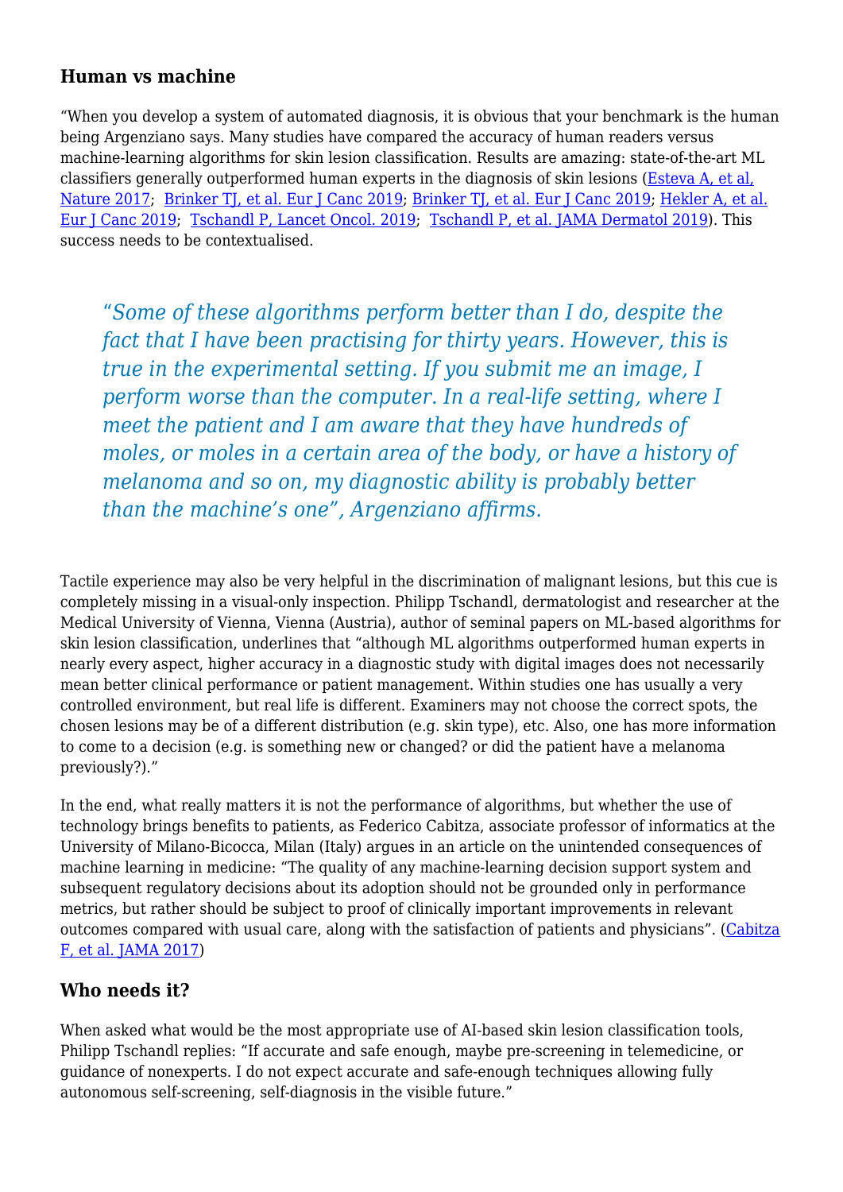## Human vs machine

"When you develop a system of automated diagnosis, it is obvious that your benchmark is the human being Argenziano says. Many studies have compared the accuracy of human readers versus machine-learning algorithms for skin lesion classification. Results are amazing: state-of-the-art ML classifiers generally outperformed human experts in the diagnosis of skin lesions ([Esteva A, et al, Nature 2017](); [Brinker TJ, et al. Eur J Canc 2019](); [Brinker TJ, et al. Eur J Canc 2019](); [Hekler A, et al. Eur J Canc 2019](); [Tschandl P, Lancet Oncol. 2019](); [Tschandl P, et al. JAMA Dermatol 2019]()). This success needs to be contextualised.

> *"Some of these algorithms perform better than I do, despite the fact that I have been practising for thirty years. However, this is true in the experimental setting. If you submit me an image, I perform worse than the computer. In a real-life setting, where I meet the patient and I am aware that they have hundreds of moles, or moles in a certain area of the body, or have a history of melanoma and so on, my diagnostic ability is probably better than the machine's one", Argenziano affirms.*

Tactile experience may also be very helpful in the discrimination of malignant lesions, but this cue is completely missing in a visual-only inspection. Philipp Tschandl, dermatologist and researcher at the Medical University of Vienna, Vienna (Austria), author of seminal papers on ML-based algorithms for skin lesion classification, underlines that "although ML algorithms outperformed human experts in nearly every aspect, higher accuracy in a diagnostic study with digital images does not necessarily mean better clinical performance or patient management. Within studies one has usually a very controlled environment, but real life is different. Examiners may not choose the correct spots, the chosen lesions may be of a different distribution (e.g. skin type), etc. Also, one has more information to come to a decision (e.g. is something new or changed? or did the patient have a melanoma previously?)."

In the end, what really matters it is not the performance of algorithms, but whether the use of technology brings benefits to patients, as Federico Cabitza, associate professor of informatics at the University of Milano-Bicocca, Milan (Italy) argues in an article on the unintended consequences of machine learning in medicine: "The quality of any machine-learning decision support system and subsequent regulatory decisions about its adoption should not be grounded only in performance metrics, but rather should be subject to proof of clinically important improvements in relevant outcomes compared with usual care, along with the satisfaction of patients and physicians". ([Cabitza F, et al. JAMA 2017]())

## Who needs it?

When asked what would be the most appropriate use of AI-based skin lesion classification tools, Philipp Tschandl replies: "If accurate and safe enough, maybe pre-screening in telemedicine, or guidance of nonexperts. I do not expect accurate and safe-enough techniques allowing fully autonomous self-screening, self-diagnosis in the visible future."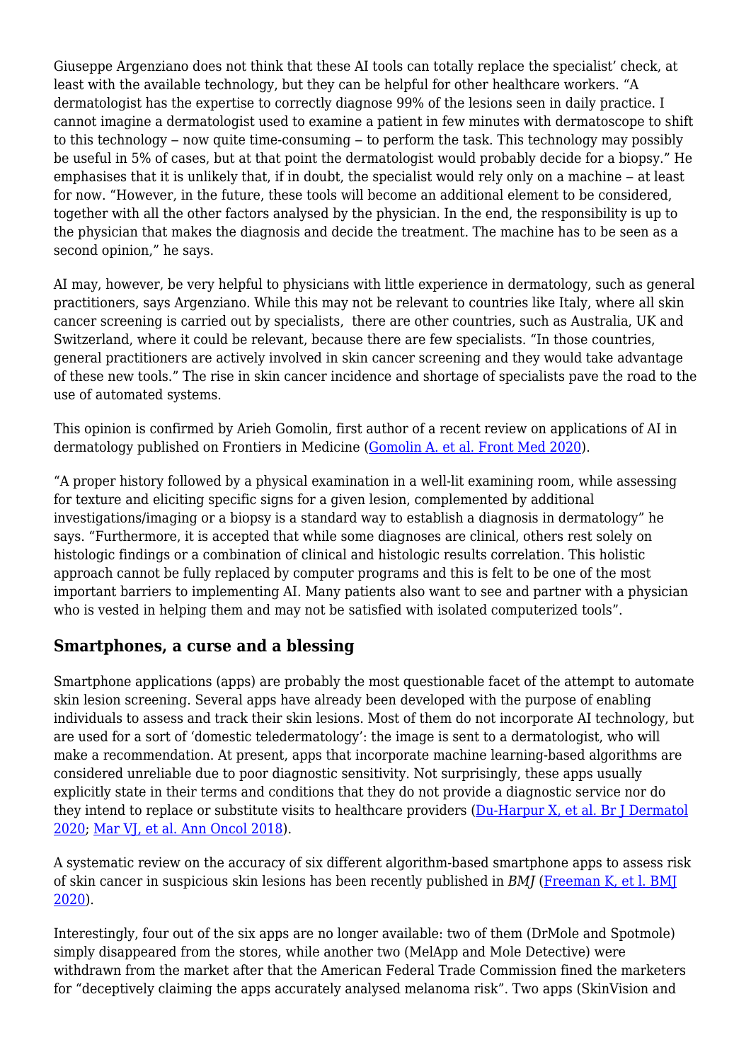Giuseppe Argenziano does not think that these AI tools can totally replace the specialist' check, at least with the available technology, but they can be helpful for other healthcare workers. "A dermatologist has the expertise to correctly diagnose 99% of the lesions seen in daily practice. I cannot imagine a dermatologist used to examine a patient in few minutes with dermatoscope to shift to this technology – now quite time-consuming – to perform the task. This technology may possibly be useful in 5% of cases, but at that point the dermatologist would probably decide for a biopsy." He emphasises that it is unlikely that, if in doubt, the specialist would rely only on a machine – at least for now. "However, in the future, these tools will become an additional element to be considered, together with all the other factors analysed by the physician. In the end, the responsibility is up to the physician that makes the diagnosis and decide the treatment. The machine has to be seen as a second opinion," he says.

AI may, however, be very helpful to physicians with little experience in dermatology, such as general practitioners, says Argenziano. While this may not be relevant to countries like Italy, where all skin cancer screening is carried out by specialists, there are other countries, such as Australia, UK and Switzerland, where it could be relevant, because there are few specialists. "In those countries, general practitioners are actively involved in skin cancer screening and they would take advantage of these new tools." The rise in skin cancer incidence and shortage of specialists pave the road to the use of automated systems.

This opinion is confirmed by Arieh Gomolin, first author of a recent review on applications of AI in dermatology published on Frontiers in Medicine (Gomolin A. et al. Front Med 2020).

"A proper history followed by a physical examination in a well-lit examining room, while assessing for texture and eliciting specific signs for a given lesion, complemented by additional investigations/imaging or a biopsy is a standard way to establish a diagnosis in dermatology" he says. "Furthermore, it is accepted that while some diagnoses are clinical, others rest solely on histologic findings or a combination of clinical and histologic results correlation. This holistic approach cannot be fully replaced by computer programs and this is felt to be one of the most important barriers to implementing AI. Many patients also want to see and partner with a physician who is vested in helping them and may not be satisfied with isolated computerized tools".

## Smartphones, a curse and a blessing

Smartphone applications (apps) are probably the most questionable facet of the attempt to automate skin lesion screening. Several apps have already been developed with the purpose of enabling individuals to assess and track their skin lesions. Most of them do not incorporate AI technology, but are used for a sort of 'domestic teledermatology': the image is sent to a dermatologist, who will make a recommendation. At present, apps that incorporate machine learning-based algorithms are considered unreliable due to poor diagnostic sensitivity. Not surprisingly, these apps usually explicitly state in their terms and conditions that they do not provide a diagnostic service nor do they intend to replace or substitute visits to healthcare providers (Du-Harpur X, et al. Br J Dermatol 2020; Mar VJ, et al. Ann Oncol 2018).

A systematic review on the accuracy of six different algorithm-based smartphone apps to assess risk of skin cancer in suspicious skin lesions has been recently published in *BMJ* (Freeman K, et l. BMJ 2020).

Interestingly, four out of the six apps are no longer available: two of them (DrMole and Spotmole) simply disappeared from the stores, while another two (MelApp and Mole Detective) were withdrawn from the market after that the American Federal Trade Commission fined the marketers for "deceptively claiming the apps accurately analysed melanoma risk". Two apps (SkinVision and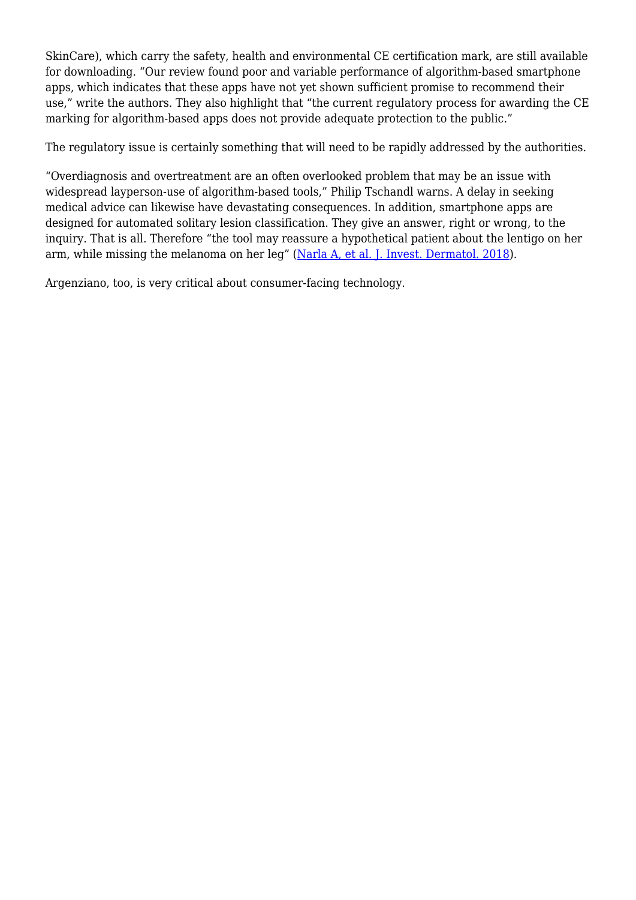SkinCare), which carry the safety, health and environmental CE certification mark, are still available for downloading. “Our review found poor and variable performance of algorithm-based smartphone apps, which indicates that these apps have not yet shown sufficient promise to recommend their use,” write the authors. They also highlight that “the current regulatory process for awarding the CE marking for algorithm-based apps does not provide adequate protection to the public.”

The regulatory issue is certainly something that will need to be rapidly addressed by the authorities.

“Overdiagnosis and overtreatment are an often overlooked problem that may be an issue with widespread layperson-use of algorithm-based tools,” Philip Tschandl warns. A delay in seeking medical advice can likewise have devastating consequences. In addition, smartphone apps are designed for automated solitary lesion classification. They give an answer, right or wrong, to the inquiry. That is all. Therefore “the tool may reassure a hypothetical patient about the lentigo on her arm, while missing the melanoma on her leg” (Narla A, et al. J. Invest. Dermatol. 2018).

Argenziano, too, is very critical about consumer-facing technology.